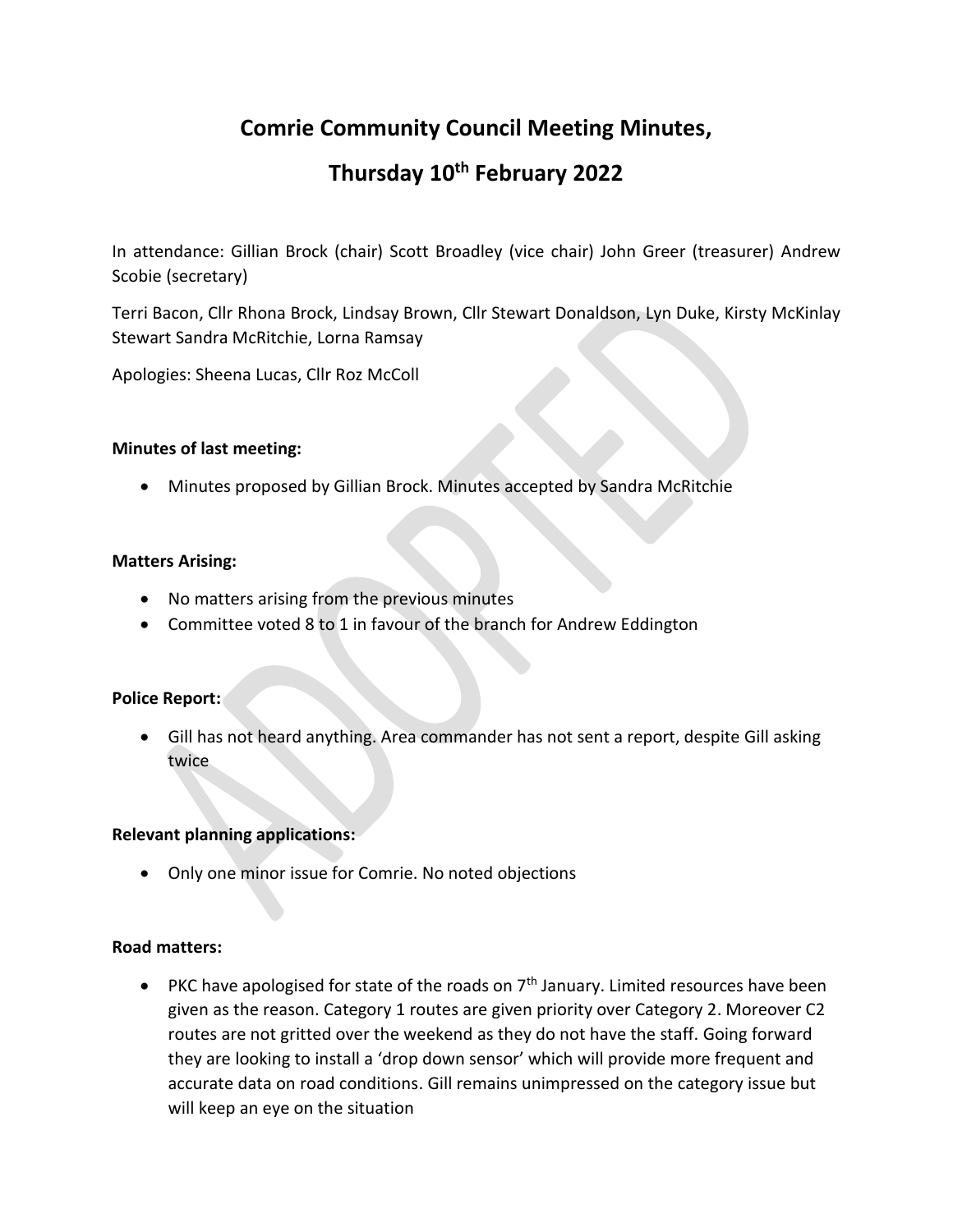# Comrie Community Council Meeting Minutes,

# Thursday 10th February 2022

In attendance: Gillian Brock (chair) Scott Broadley (vice chair) John Greer (treasurer) Andrew Scobie (secretary)

Terri Bacon, Cllr Rhona Brock, Lindsay Brown, Cllr Stewart Donaldson, Lyn Duke, Kirsty McKinlay Stewart Sandra McRitchie, Lorna Ramsay

Apologies: Sheena Lucas, Cllr Roz McColl

**Minutes of last meeting:**

- Minutes proposed by Gillian Brock. Minutes accepted by Sandra McRitchie

**Matters Arising:**

- No matters arising from the previous minutes
- Committee voted 8 to 1 in favour of the branch for Andrew Eddington

**Police Report:**

- Gill has not heard anything. Area commander has not sent a report, despite Gill asking twice

**Relevant planning applications:**

- Only one minor issue for Comrie. No noted objections

**Road matters:**

- PKC have apologised for state of the roads on 7th January. Limited resources have been given as the reason. Category 1 routes are given priority over Category 2. Moreover C2 routes are not gritted over the weekend as they do not have the staff. Going forward they are looking to install a 'drop down sensor' which will provide more frequent and accurate data on road conditions. Gill remains unimpressed on the category issue but will keep an eye on the situation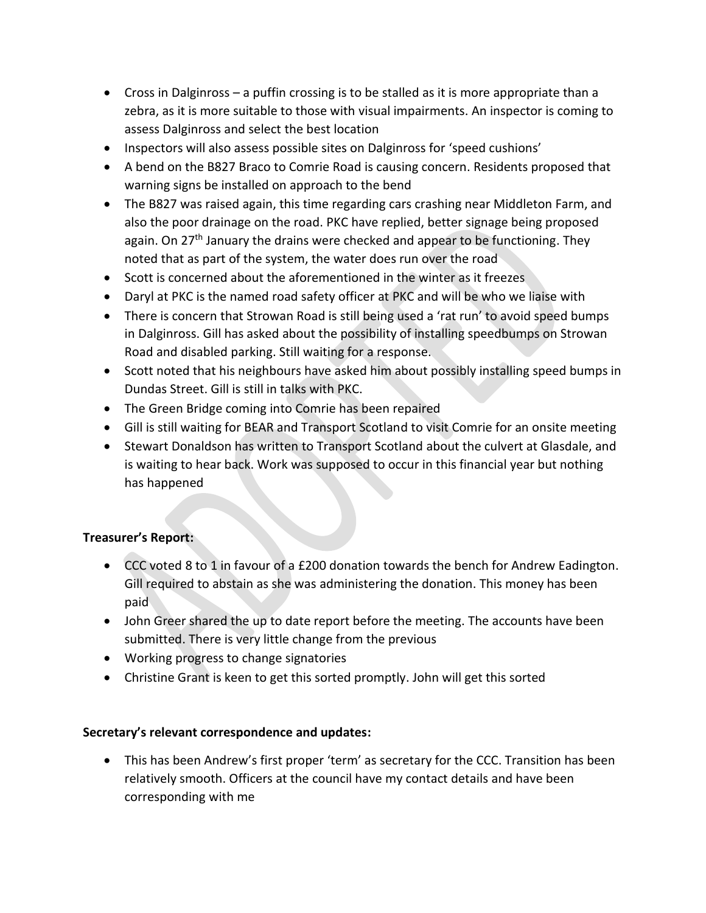- Cross in Dalginross – a puffin crossing is to be stalled as it is more appropriate than a zebra, as it is more suitable to those with visual impairments. An inspector is coming to assess Dalginross and select the best location
- Inspectors will also assess possible sites on Dalginross for 'speed cushions'
- A bend on the B827 Braco to Comrie Road is causing concern. Residents proposed that warning signs be installed on approach to the bend
- The B827 was raised again, this time regarding cars crashing near Middleton Farm, and also the poor drainage on the road. PKC have replied, better signage being proposed again. On 27th January the drains were checked and appear to be functioning. They noted that as part of the system, the water does run over the road
- Scott is concerned about the aforementioned in the winter as it freezes
- Daryl at PKC is the named road safety officer at PKC and will be who we liaise with
- There is concern that Strowan Road is still being used a 'rat run' to avoid speed bumps in Dalginross. Gill has asked about the possibility of installing speedbumps on Strowan Road and disabled parking. Still waiting for a response.
- Scott noted that his neighbours have asked him about possibly installing speed bumps in Dundas Street. Gill is still in talks with PKC.
- The Green Bridge coming into Comrie has been repaired
- Gill is still waiting for BEAR and Transport Scotland to visit Comrie for an onsite meeting
- Stewart Donaldson has written to Transport Scotland about the culvert at Glasdale, and is waiting to hear back. Work was supposed to occur in this financial year but nothing has happened

**Treasurer's Report:**

- CCC voted 8 to 1 in favour of a £200 donation towards the bench for Andrew Eadington. Gill required to abstain as she was administering the donation. This money has been paid
- John Greer shared the up to date report before the meeting. The accounts have been submitted. There is very little change from the previous
- Working progress to change signatories
- Christine Grant is keen to get this sorted promptly. John will get this sorted

**Secretary's relevant correspondence and updates:**

- This has been Andrew's first proper 'term' as secretary for the CCC. Transition has been relatively smooth. Officers at the council have my contact details and have been corresponding with me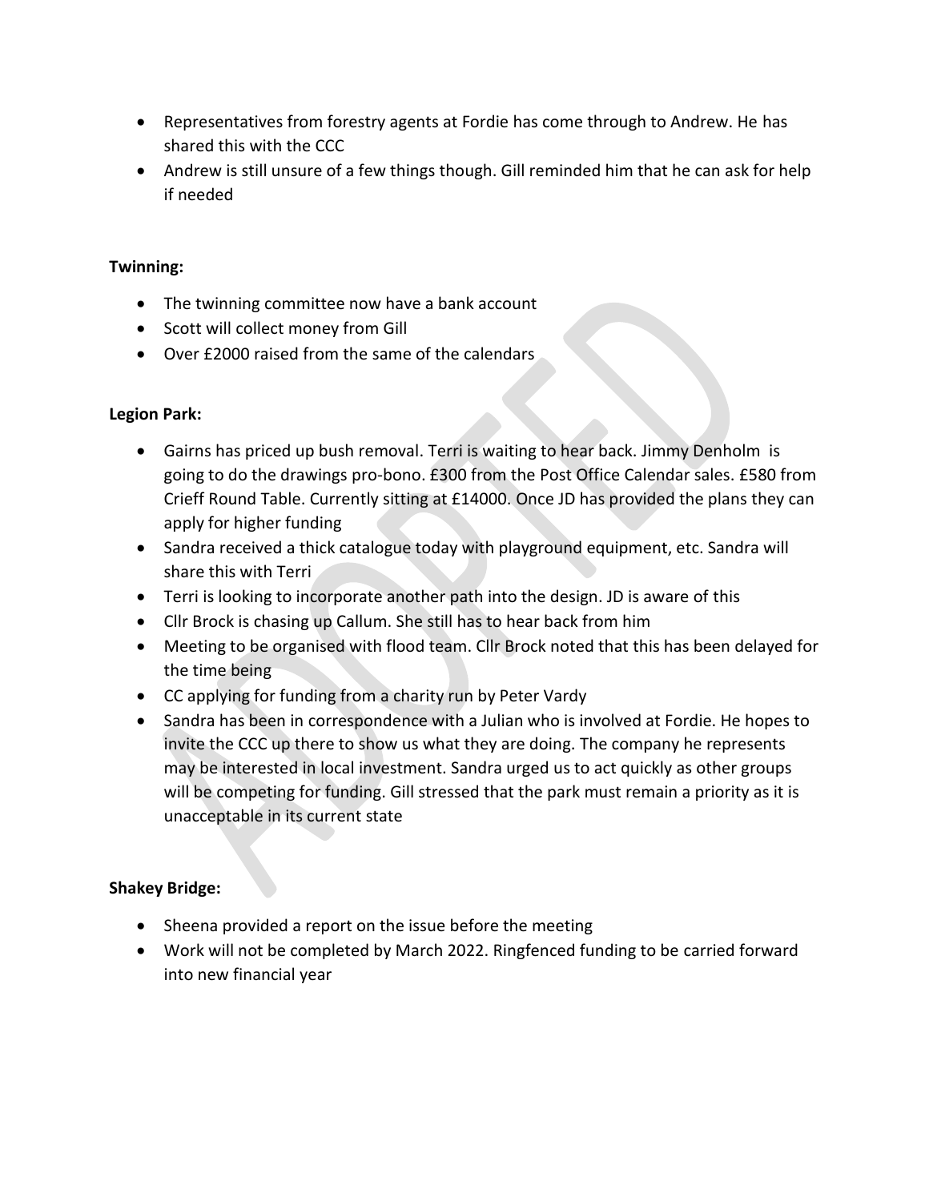- Representatives from forestry agents at Fordie has come through to Andrew. He has shared this with the CCC
- Andrew is still unsure of a few things though. Gill reminded him that he can ask for help if needed

**Twinning:**

- The twinning committee now have a bank account
- Scott will collect money from Gill
- Over £2000 raised from the same of the calendars

**Legion Park:**

- Gairns has priced up bush removal. Terri is waiting to hear back. Jimmy Denholm is going to do the drawings pro-bono. £300 from the Post Office Calendar sales. £580 from Crieff Round Table. Currently sitting at £14000. Once JD has provided the plans they can apply for higher funding
- Sandra received a thick catalogue today with playground equipment, etc. Sandra will share this with Terri
- Terri is looking to incorporate another path into the design. JD is aware of this
- Cllr Brock is chasing up Callum. She still has to hear back from him
- Meeting to be organised with flood team. Cllr Brock noted that this has been delayed for the time being
- CC applying for funding from a charity run by Peter Vardy
- Sandra has been in correspondence with a Julian who is involved at Fordie. He hopes to invite the CCC up there to show us what they are doing. The company he represents may be interested in local investment. Sandra urged us to act quickly as other groups will be competing for funding. Gill stressed that the park must remain a priority as it is unacceptable in its current state

**Shakey Bridge:**

- Sheena provided a report on the issue before the meeting
- Work will not be completed by March 2022. Ringfenced funding to be carried forward into new financial year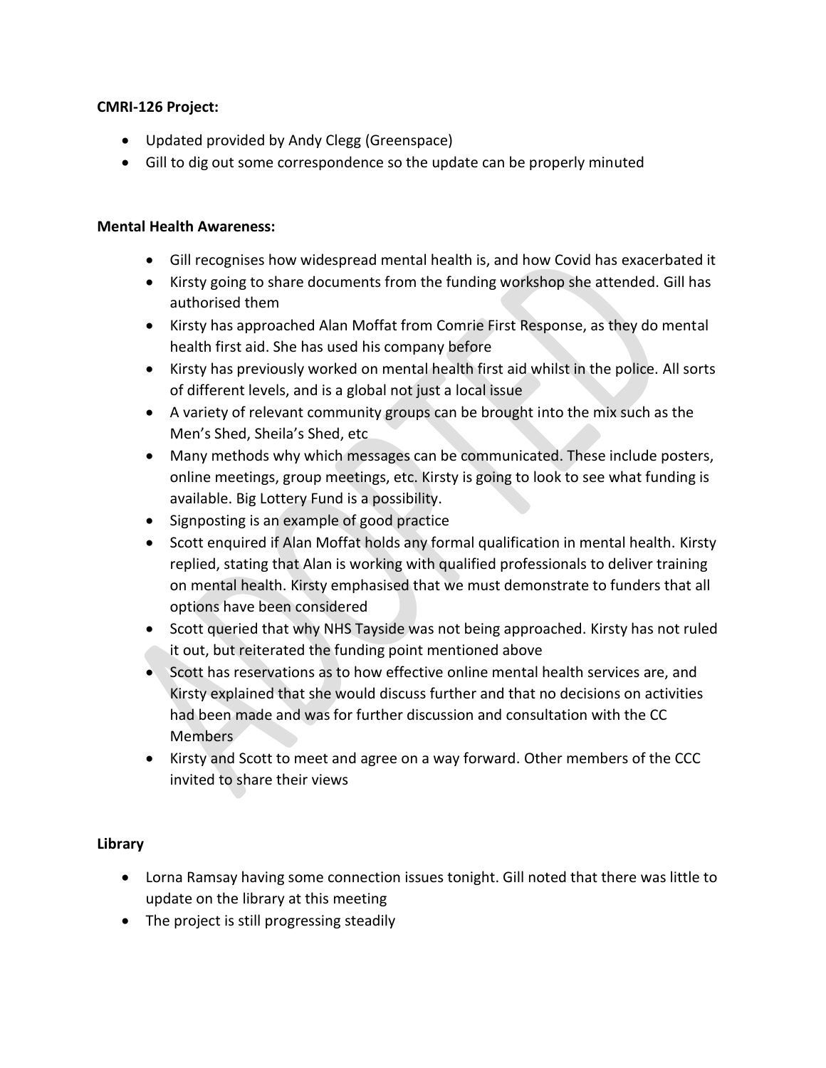**CMRI-126 Project:**

- Updated provided by Andy Clegg (Greenspace)
- Gill to dig out some correspondence so the update can be properly minuted

**Mental Health Awareness:**

- Gill recognises how widespread mental health is, and how Covid has exacerbated it
- Kirsty going to share documents from the funding workshop she attended. Gill has authorised them
- Kirsty has approached Alan Moffat from Comrie First Response, as they do mental health first aid. She has used his company before
- Kirsty has previously worked on mental health first aid whilst in the police. All sorts of different levels, and is a global not just a local issue
- A variety of relevant community groups can be brought into the mix such as the Men's Shed, Sheila's Shed, etc
- Many methods why which messages can be communicated. These include posters, online meetings, group meetings, etc. Kirsty is going to look to see what funding is available. Big Lottery Fund is a possibility.
- Signposting is an example of good practice
- Scott enquired if Alan Moffat holds any formal qualification in mental health. Kirsty replied, stating that Alan is working with qualified professionals to deliver training on mental health. Kirsty emphasised that we must demonstrate to funders that all options have been considered
- Scott queried that why NHS Tayside was not being approached. Kirsty has not ruled it out, but reiterated the funding point mentioned above
- Scott has reservations as to how effective online mental health services are, and Kirsty explained that she would discuss further and that no decisions on activities had been made and was for further discussion and consultation with the CC Members
- Kirsty and Scott to meet and agree on a way forward. Other members of the CCC invited to share their views

**Library**

- Lorna Ramsay having some connection issues tonight. Gill noted that there was little to update on the library at this meeting
- The project is still progressing steadily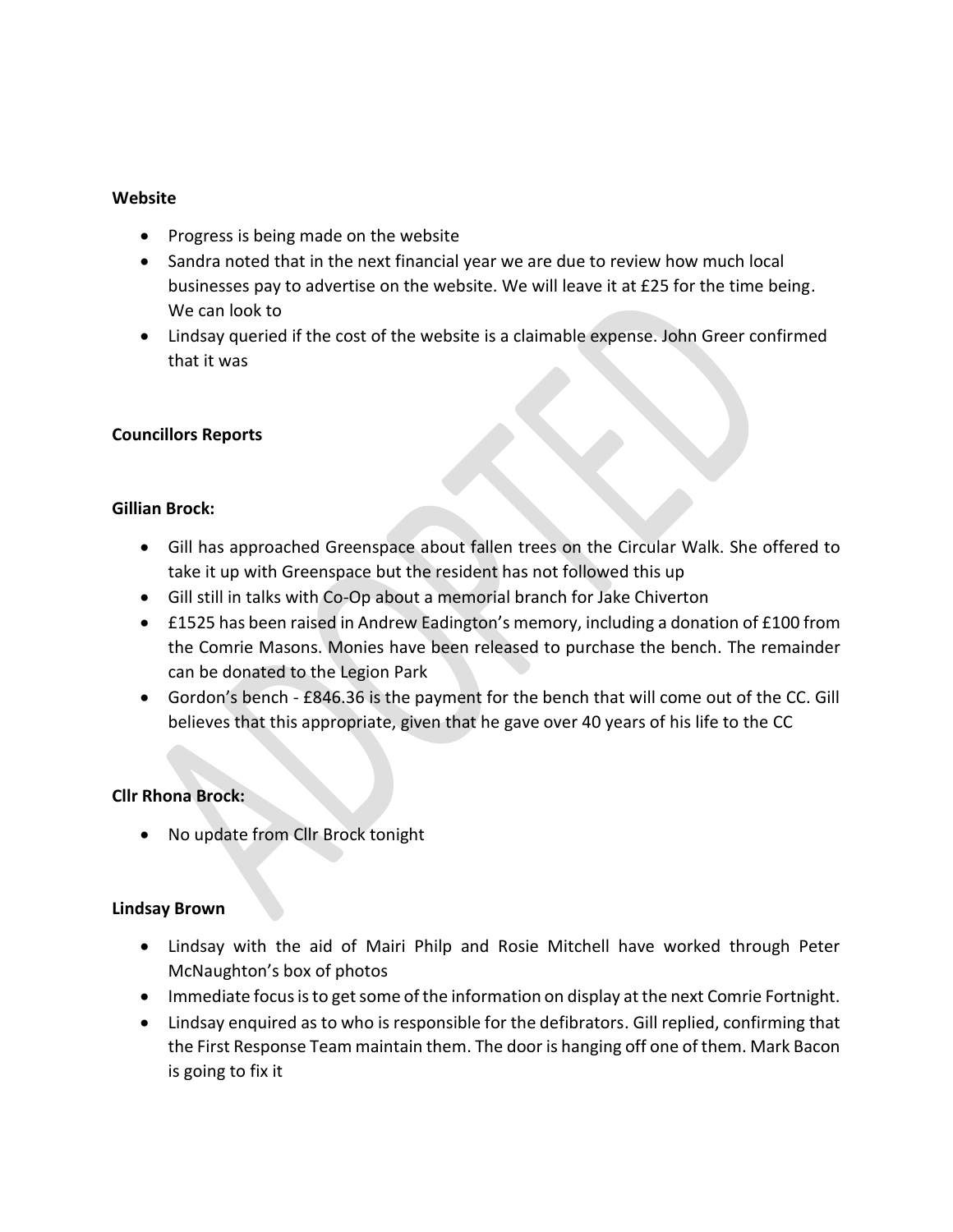**Website**

- Progress is being made on the website
- Sandra noted that in the next financial year we are due to review how much local businesses pay to advertise on the website. We will leave it at £25 for the time being. We can look to
- Lindsay queried if the cost of the website is a claimable expense. John Greer confirmed that it was

**Councillors Reports**

**Gillian Brock:**

- Gill has approached Greenspace about fallen trees on the Circular Walk. She offered to take it up with Greenspace but the resident has not followed this up
- Gill still in talks with Co-Op about a memorial branch for Jake Chiverton
- £1525 has been raised in Andrew Eadington's memory, including a donation of £100 from the Comrie Masons. Monies have been released to purchase the bench. The remainder can be donated to the Legion Park
- Gordon's bench - £846.36 is the payment for the bench that will come out of the CC. Gill believes that this appropriate, given that he gave over 40 years of his life to the CC

**Cllr Rhona Brock:**

- No update from Cllr Brock tonight

**Lindsay Brown**

- Lindsay with the aid of Mairi Philp and Rosie Mitchell have worked through Peter McNaughton's box of photos
- Immediate focus is to get some of the information on display at the next Comrie Fortnight.
- Lindsay enquired as to who is responsible for the defibrators. Gill replied, confirming that the First Response Team maintain them. The door is hanging off one of them. Mark Bacon is going to fix it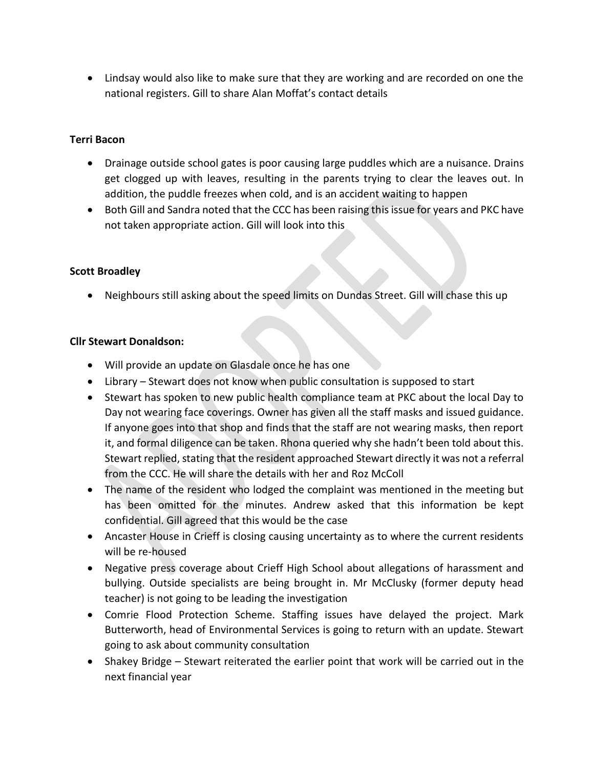- Lindsay would also like to make sure that they are working and are recorded on one the national registers. Gill to share Alan Moffat's contact details

**Terri Bacon**

- Drainage outside school gates is poor causing large puddles which are a nuisance. Drains get clogged up with leaves, resulting in the parents trying to clear the leaves out. In addition, the puddle freezes when cold, and is an accident waiting to happen
- Both Gill and Sandra noted that the CCC has been raising this issue for years and PKC have not taken appropriate action. Gill will look into this

**Scott Broadley**

- Neighbours still asking about the speed limits on Dundas Street. Gill will chase this up

**Cllr Stewart Donaldson:**

- Will provide an update on Glasdale once he has one
- Library – Stewart does not know when public consultation is supposed to start
- Stewart has spoken to new public health compliance team at PKC about the local Day to Day not wearing face coverings. Owner has given all the staff masks and issued guidance. If anyone goes into that shop and finds that the staff are not wearing masks, then report it, and formal diligence can be taken. Rhona queried why she hadn't been told about this. Stewart replied, stating that the resident approached Stewart directly it was not a referral from the CCC. He will share the details with her and Roz McColl
- The name of the resident who lodged the complaint was mentioned in the meeting but has been omitted for the minutes. Andrew asked that this information be kept confidential. Gill agreed that this would be the case
- Ancaster House in Crieff is closing causing uncertainty as to where the current residents will be re-housed
- Negative press coverage about Crieff High School about allegations of harassment and bullying. Outside specialists are being brought in. Mr McClusky (former deputy head teacher) is not going to be leading the investigation
- Comrie Flood Protection Scheme. Staffing issues have delayed the project. Mark Butterworth, head of Environmental Services is going to return with an update. Stewart going to ask about community consultation
- Shakey Bridge – Stewart reiterated the earlier point that work will be carried out in the next financial year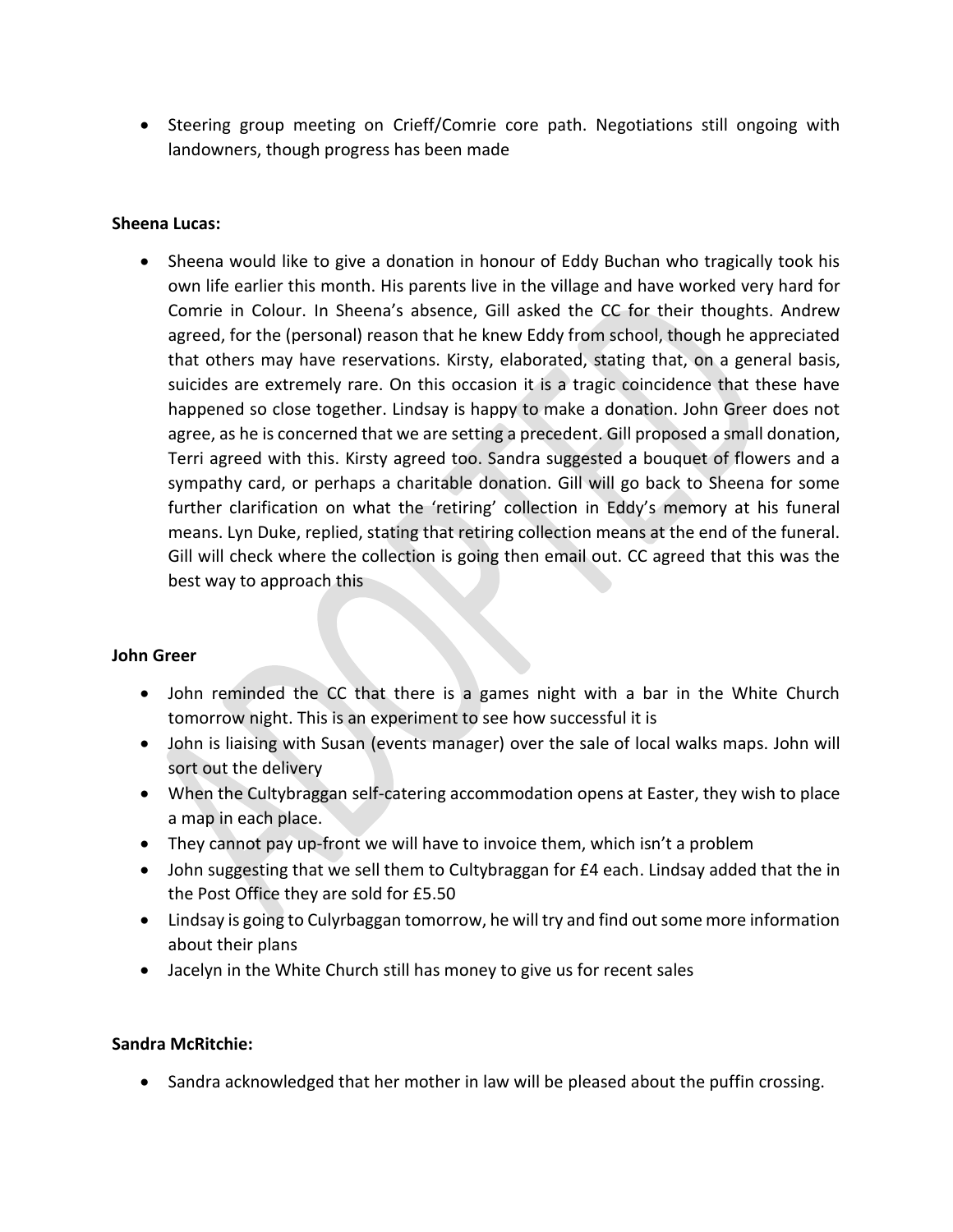- Steering group meeting on Crieff/Comrie core path. Negotiations still ongoing with landowners, though progress has been made

**Sheena Lucas:**

- Sheena would like to give a donation in honour of Eddy Buchan who tragically took his own life earlier this month. His parents live in the village and have worked very hard for Comrie in Colour. In Sheena's absence, Gill asked the CC for their thoughts. Andrew agreed, for the (personal) reason that he knew Eddy from school, though he appreciated that others may have reservations. Kirsty, elaborated, stating that, on a general basis, suicides are extremely rare. On this occasion it is a tragic coincidence that these have happened so close together. Lindsay is happy to make a donation. John Greer does not agree, as he is concerned that we are setting a precedent. Gill proposed a small donation, Terri agreed with this. Kirsty agreed too. Sandra suggested a bouquet of flowers and a sympathy card, or perhaps a charitable donation. Gill will go back to Sheena for some further clarification on what the 'retiring' collection in Eddy's memory at his funeral means. Lyn Duke, replied, stating that retiring collection means at the end of the funeral. Gill will check where the collection is going then email out. CC agreed that this was the best way to approach this

**John Greer**

- John reminded the CC that there is a games night with a bar in the White Church tomorrow night. This is an experiment to see how successful it is
- John is liaising with Susan (events manager) over the sale of local walks maps. John will sort out the delivery
- When the Cultybraggan self-catering accommodation opens at Easter, they wish to place a map in each place.
- They cannot pay up-front we will have to invoice them, which isn't a problem
- John suggesting that we sell them to Cultybraggan for £4 each. Lindsay added that the in the Post Office they are sold for £5.50
- Lindsay is going to Culyrbaggan tomorrow, he will try and find out some more information about their plans
- Jacelyn in the White Church still has money to give us for recent sales

**Sandra McRitchie:**

- Sandra acknowledged that her mother in law will be pleased about the puffin crossing.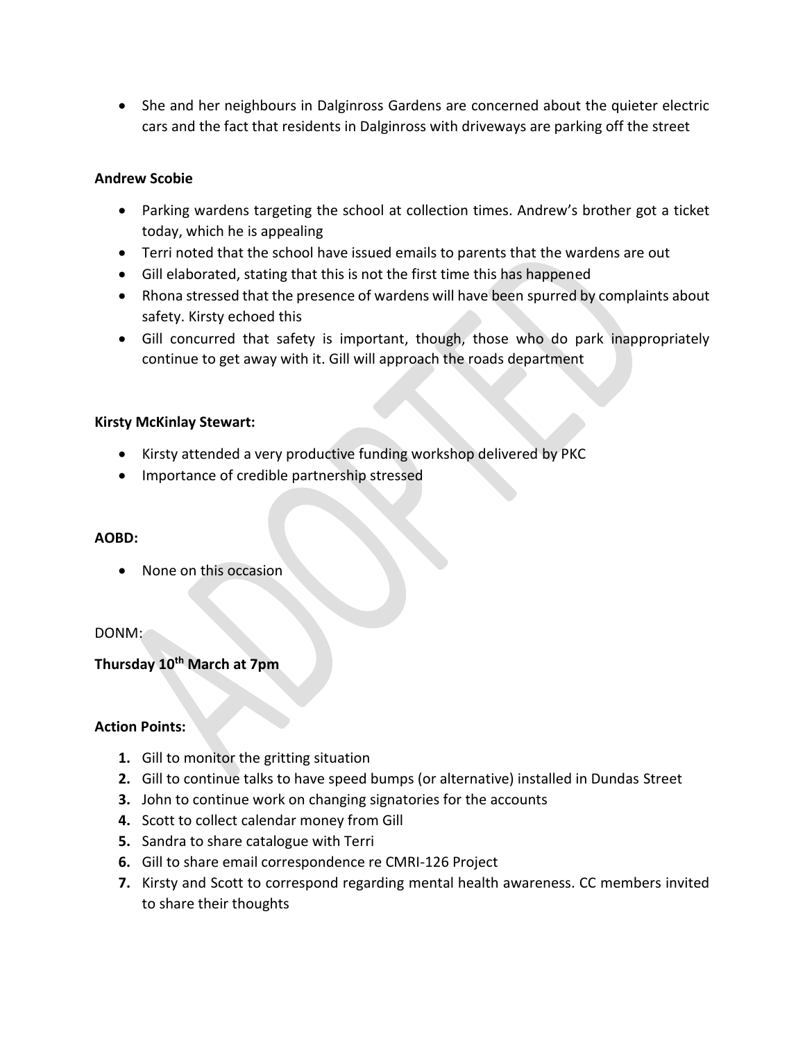- She and her neighbours in Dalginross Gardens are concerned about the quieter electric cars and the fact that residents in Dalginross with driveways are parking off the street

**Andrew Scobie**

- Parking wardens targeting the school at collection times. Andrew's brother got a ticket today, which he is appealing
- Terri noted that the school have issued emails to parents that the wardens are out
- Gill elaborated, stating that this is not the first time this has happened
- Rhona stressed that the presence of wardens will have been spurred by complaints about safety. Kirsty echoed this
- Gill concurred that safety is important, though, those who do park inappropriately continue to get away with it. Gill will approach the roads department

**Kirsty McKinlay Stewart:**

- Kirsty attended a very productive funding workshop delivered by PKC
- Importance of credible partnership stressed

**AOBD:**

- None on this occasion

DONM:

**Thursday 10th March at 7pm**

**Action Points:**

1. Gill to monitor the gritting situation
2. Gill to continue talks to have speed bumps (or alternative) installed in Dundas Street
3. John to continue work on changing signatories for the accounts
4. Scott to collect calendar money from Gill
5. Sandra to share catalogue with Terri
6. Gill to share email correspondence re CMRI-126 Project
7. Kirsty and Scott to correspond regarding mental health awareness. CC members invited to share their thoughts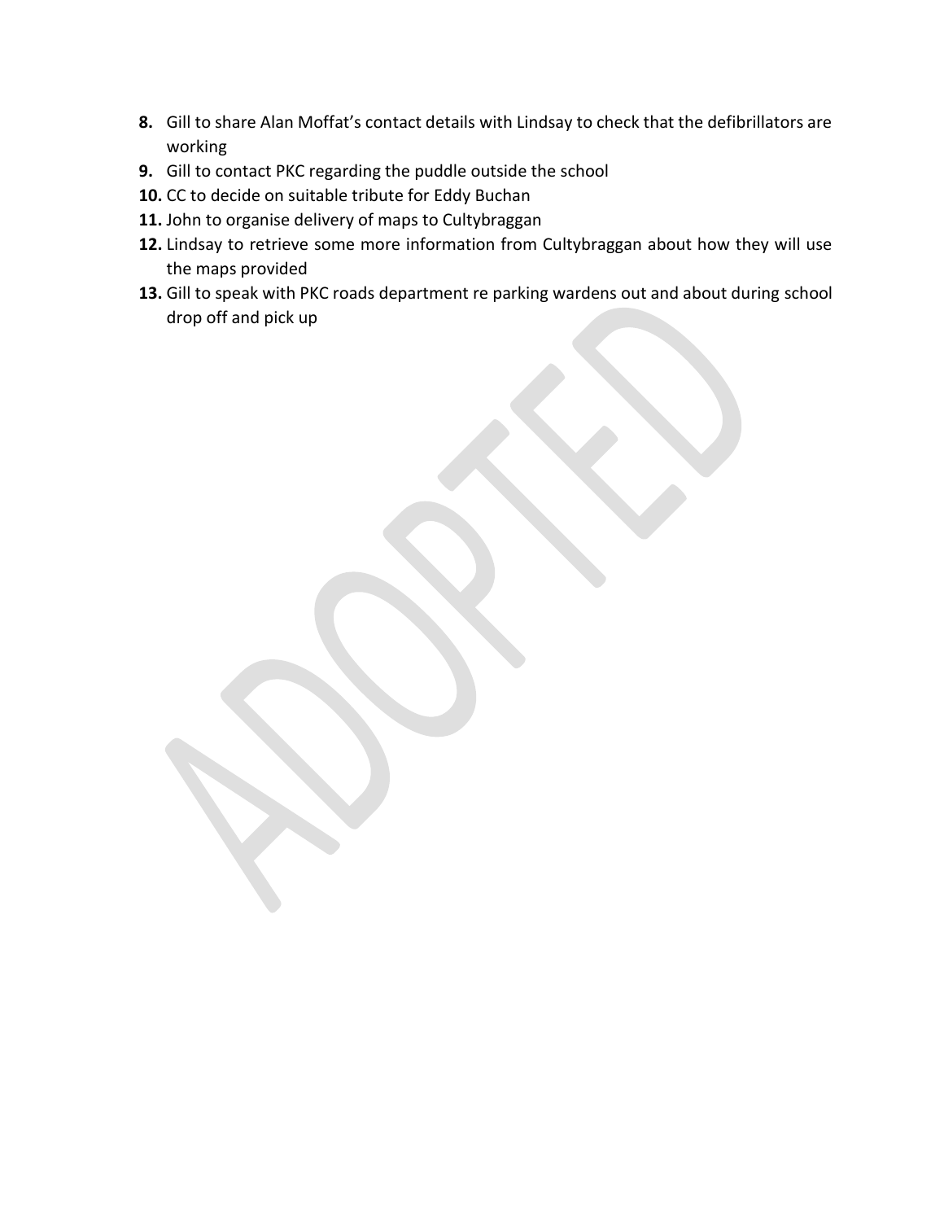8. Gill to share Alan Moffat's contact details with Lindsay to check that the defibrillators are working
9. Gill to contact PKC regarding the puddle outside the school
10. CC to decide on suitable tribute for Eddy Buchan
11. John to organise delivery of maps to Cultybraggan
12. Lindsay to retrieve some more information from Cultybraggan about how they will use the maps provided
13. Gill to speak with PKC roads department re parking wardens out and about during school drop off and pick up

ADOPTED